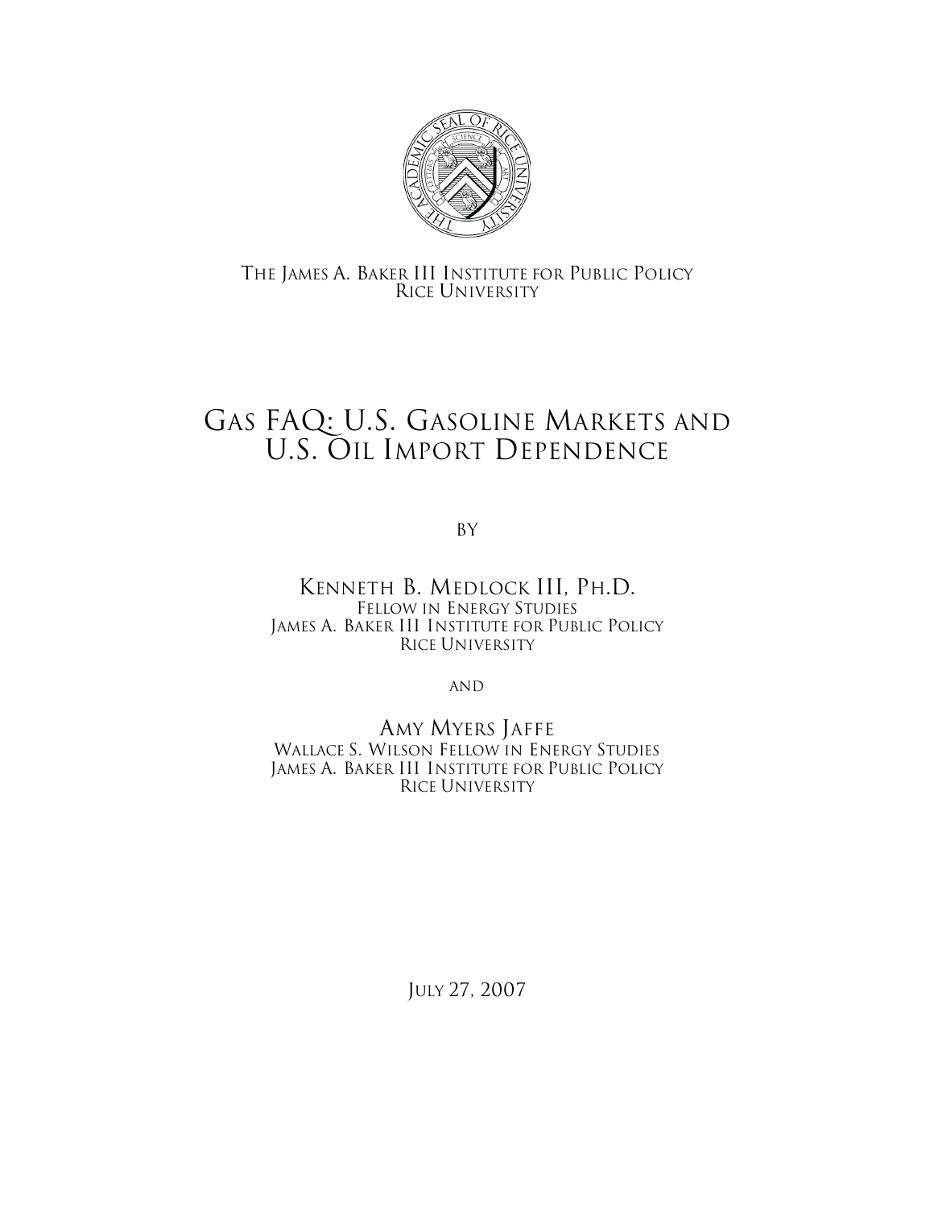The James A. Baker III Institute for Public Policy
Rice University

# Gas FAQ: U.S. Gasoline Markets and U.S. Oil Import Dependence

by

Kenneth B. Medlock III, Ph.D.
Fellow in Energy Studies
James A. Baker III Institute for Public Policy
Rice University

and

Amy Myers Jaffe
Wallace S. Wilson Fellow in Energy Studies
James A. Baker III Institute for Public Policy
Rice University

July 27, 2007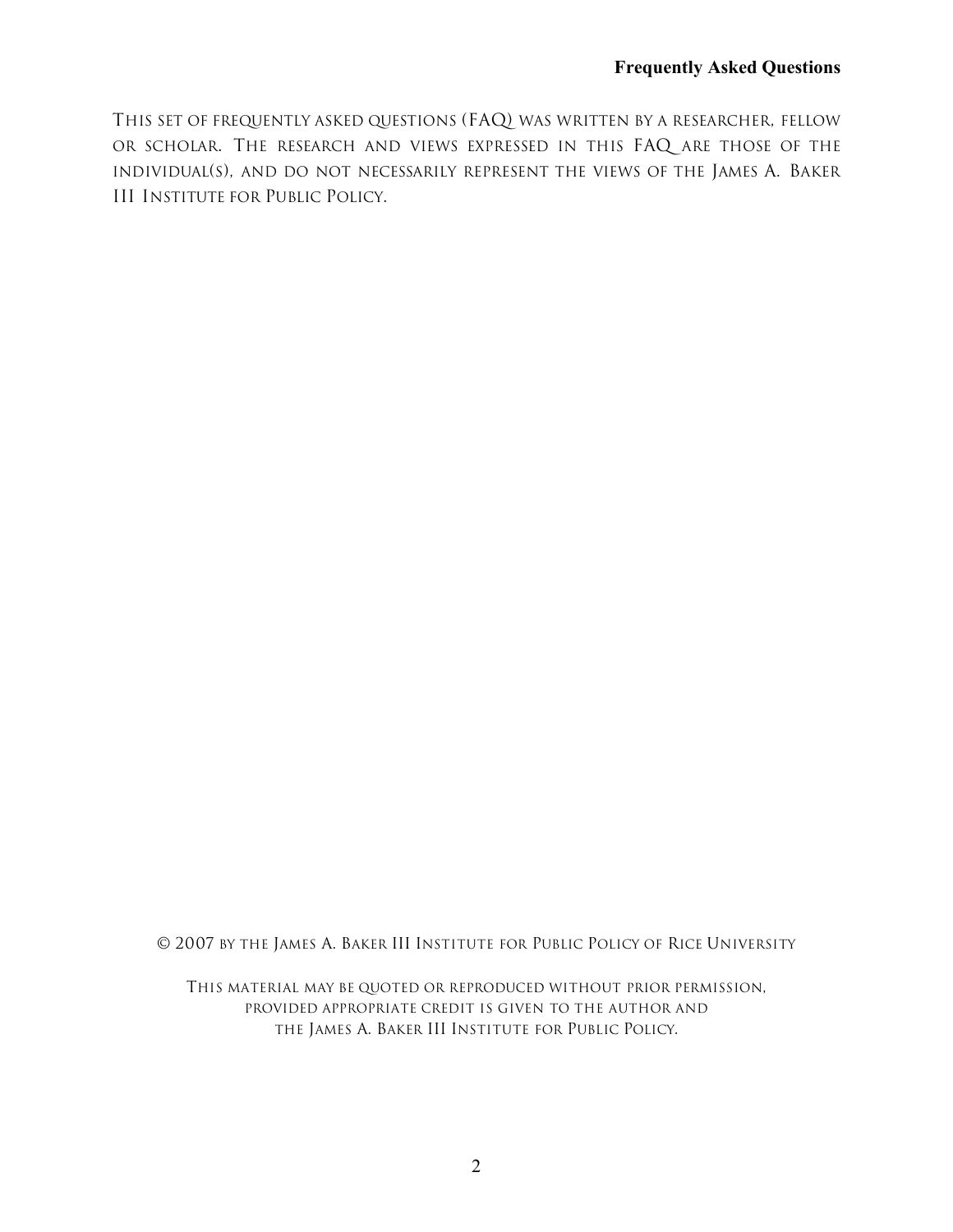This set of frequently asked questions (FAQ) was written by a researcher, fellow or scholar. The research and views expressed in this FAQ are those of the individual(s), and do not necessarily represent the views of the James A. Baker III Institute for Public Policy.

© 2007 by the James A. Baker III Institute for Public Policy of Rice University

This material may be quoted or reproduced without prior permission, provided appropriate credit is given to the author and the James A. Baker III Institute for Public Policy.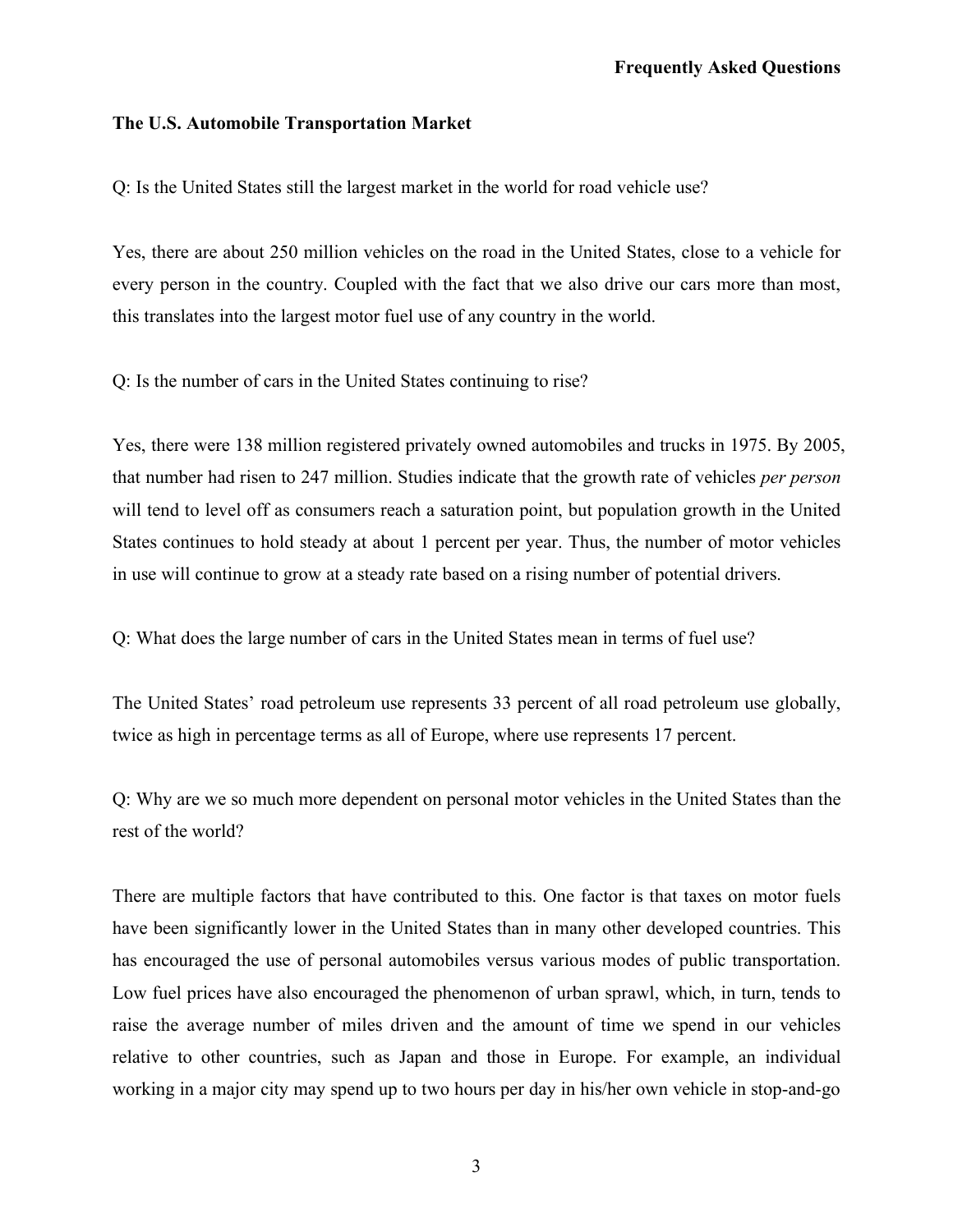## The U.S. Automobile Transportation Market

Q: Is the United States still the largest market in the world for road vehicle use?

Yes, there are about 250 million vehicles on the road in the United States, close to a vehicle for every person in the country. Coupled with the fact that we also drive our cars more than most, this translates into the largest motor fuel use of any country in the world.

Q: Is the number of cars in the United States continuing to rise?

Yes, there were 138 million registered privately owned automobiles and trucks in 1975. By 2005, that number had risen to 247 million. Studies indicate that the growth rate of vehicles *per person* will tend to level off as consumers reach a saturation point, but population growth in the United States continues to hold steady at about 1 percent per year. Thus, the number of motor vehicles in use will continue to grow at a steady rate based on a rising number of potential drivers.

Q: What does the large number of cars in the United States mean in terms of fuel use?

The United States' road petroleum use represents 33 percent of all road petroleum use globally, twice as high in percentage terms as all of Europe, where use represents 17 percent.

Q: Why are we so much more dependent on personal motor vehicles in the United States than the rest of the world?

There are multiple factors that have contributed to this. One factor is that taxes on motor fuels have been significantly lower in the United States than in many other developed countries. This has encouraged the use of personal automobiles versus various modes of public transportation. Low fuel prices have also encouraged the phenomenon of urban sprawl, which, in turn, tends to raise the average number of miles driven and the amount of time we spend in our vehicles relative to other countries, such as Japan and those in Europe. For example, an individual working in a major city may spend up to two hours per day in his/her own vehicle in stop-and-go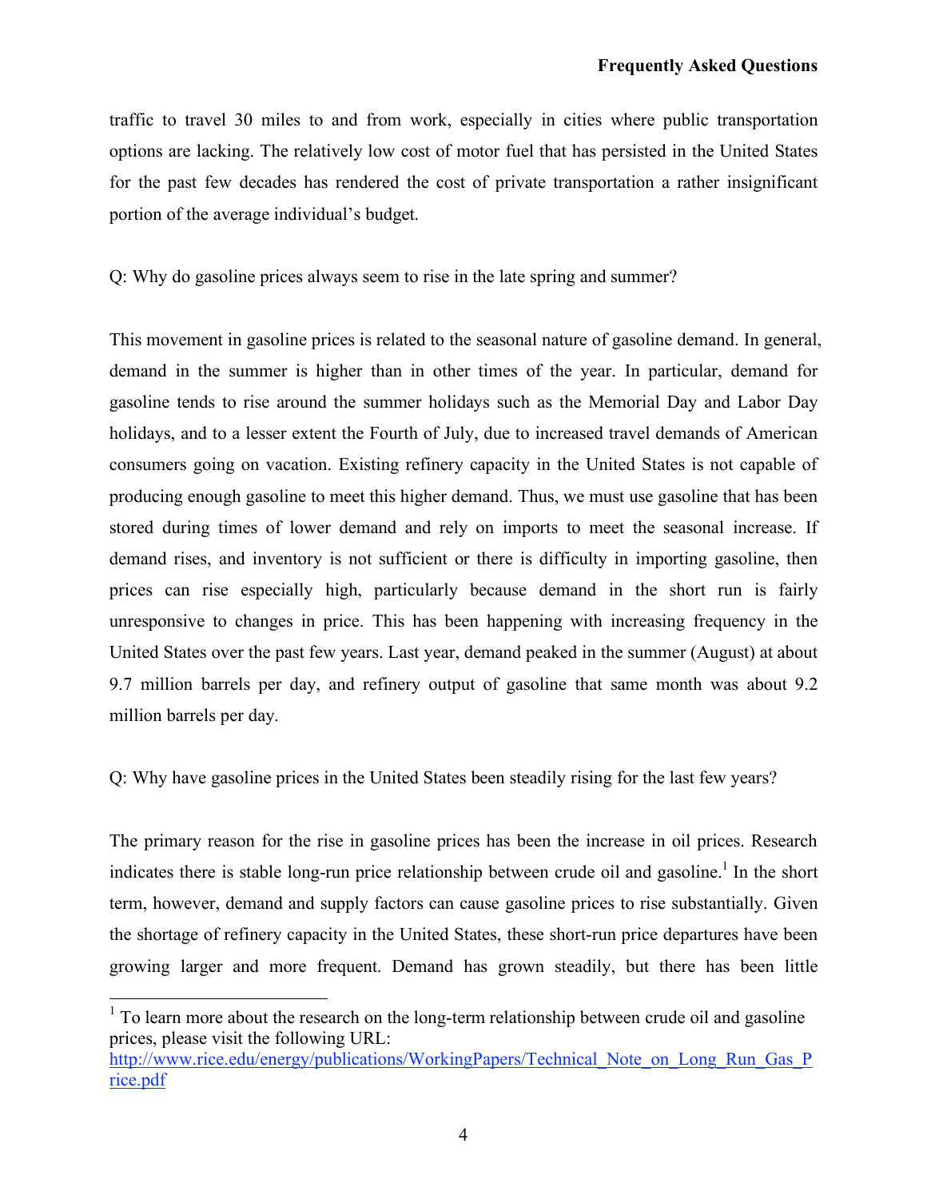traffic to travel 30 miles to and from work, especially in cities where public transportation options are lacking. The relatively low cost of motor fuel that has persisted in the United States for the past few decades has rendered the cost of private transportation a rather insignificant portion of the average individual's budget.

Q: Why do gasoline prices always seem to rise in the late spring and summer?

This movement in gasoline prices is related to the seasonal nature of gasoline demand. In general, demand in the summer is higher than in other times of the year. In particular, demand for gasoline tends to rise around the summer holidays such as the Memorial Day and Labor Day holidays, and to a lesser extent the Fourth of July, due to increased travel demands of American consumers going on vacation. Existing refinery capacity in the United States is not capable of producing enough gasoline to meet this higher demand. Thus, we must use gasoline that has been stored during times of lower demand and rely on imports to meet the seasonal increase. If demand rises, and inventory is not sufficient or there is difficulty in importing gasoline, then prices can rise especially high, particularly because demand in the short run is fairly unresponsive to changes in price. This has been happening with increasing frequency in the United States over the past few years. Last year, demand peaked in the summer (August) at about 9.7 million barrels per day, and refinery output of gasoline that same month was about 9.2 million barrels per day.

Q: Why have gasoline prices in the United States been steadily rising for the last few years?

The primary reason for the rise in gasoline prices has been the increase in oil prices. Research indicates there is stable long-run price relationship between crude oil and gasoline.[1] In the short term, however, demand and supply factors can cause gasoline prices to rise substantially. Given the shortage of refinery capacity in the United States, these short-run price departures have been growing larger and more frequent. Demand has grown steadily, but there has been little

---

[1] To learn more about the research on the long-term relationship between crude oil and gasoline prices, please visit the following URL: http://www.rice.edu/energy/publications/WorkingPapers/Technical_Note_on_Long_Run_Gas_Price.pdf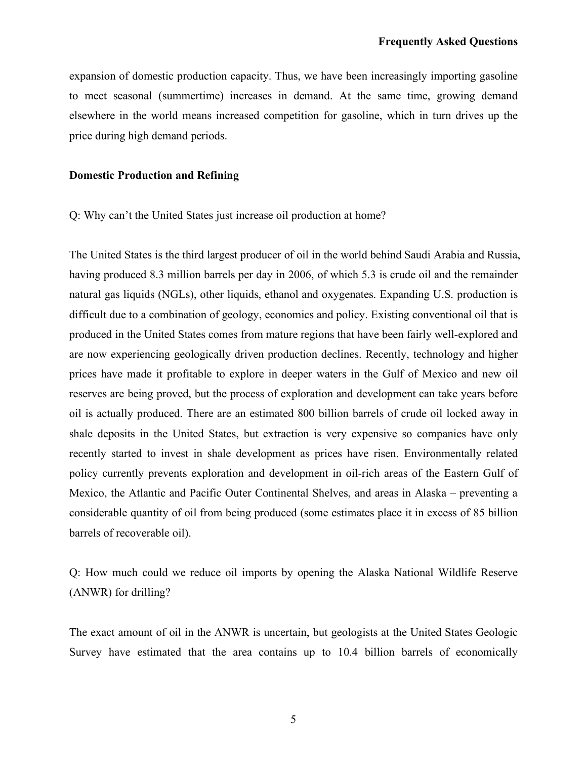expansion of domestic production capacity. Thus, we have been increasingly importing gasoline to meet seasonal (summertime) increases in demand. At the same time, growing demand elsewhere in the world means increased competition for gasoline, which in turn drives up the price during high demand periods.

**Domestic Production and Refining**

Q: Why can't the United States just increase oil production at home?

The United States is the third largest producer of oil in the world behind Saudi Arabia and Russia, having produced 8.3 million barrels per day in 2006, of which 5.3 is crude oil and the remainder natural gas liquids (NGLs), other liquids, ethanol and oxygenates. Expanding U.S. production is difficult due to a combination of geology, economics and policy. Existing conventional oil that is produced in the United States comes from mature regions that have been fairly well-explored and are now experiencing geologically driven production declines. Recently, technology and higher prices have made it profitable to explore in deeper waters in the Gulf of Mexico and new oil reserves are being proved, but the process of exploration and development can take years before oil is actually produced. There are an estimated 800 billion barrels of crude oil locked away in shale deposits in the United States, but extraction is very expensive so companies have only recently started to invest in shale development as prices have risen. Environmentally related policy currently prevents exploration and development in oil-rich areas of the Eastern Gulf of Mexico, the Atlantic and Pacific Outer Continental Shelves, and areas in Alaska – preventing a considerable quantity of oil from being produced (some estimates place it in excess of 85 billion barrels of recoverable oil).

Q: How much could we reduce oil imports by opening the Alaska National Wildlife Reserve (ANWR) for drilling?

The exact amount of oil in the ANWR is uncertain, but geologists at the United States Geologic Survey have estimated that the area contains up to 10.4 billion barrels of economically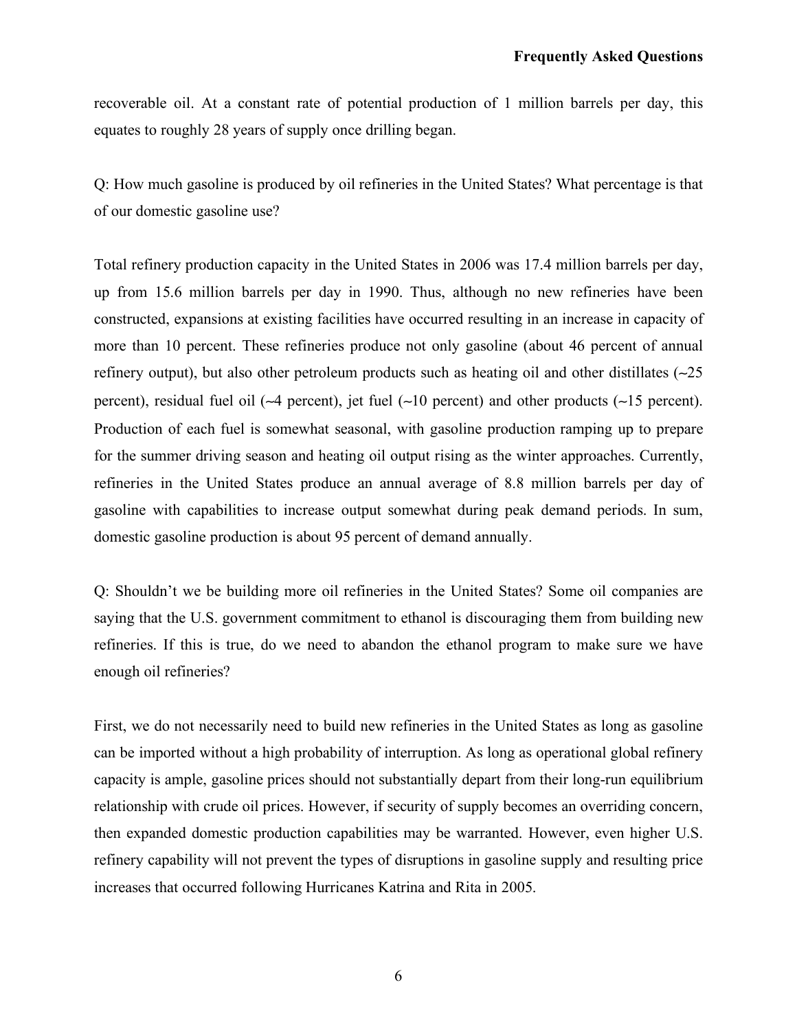recoverable oil. At a constant rate of potential production of 1 million barrels per day, this equates to roughly 28 years of supply once drilling began.

Q: How much gasoline is produced by oil refineries in the United States? What percentage is that of our domestic gasoline use?

Total refinery production capacity in the United States in 2006 was 17.4 million barrels per day, up from 15.6 million barrels per day in 1990. Thus, although no new refineries have been constructed, expansions at existing facilities have occurred resulting in an increase in capacity of more than 10 percent. These refineries produce not only gasoline (about 46 percent of annual refinery output), but also other petroleum products such as heating oil and other distillates (~25 percent), residual fuel oil (~4 percent), jet fuel (~10 percent) and other products (~15 percent). Production of each fuel is somewhat seasonal, with gasoline production ramping up to prepare for the summer driving season and heating oil output rising as the winter approaches. Currently, refineries in the United States produce an annual average of 8.8 million barrels per day of gasoline with capabilities to increase output somewhat during peak demand periods. In sum, domestic gasoline production is about 95 percent of demand annually.

Q: Shouldn't we be building more oil refineries in the United States? Some oil companies are saying that the U.S. government commitment to ethanol is discouraging them from building new refineries. If this is true, do we need to abandon the ethanol program to make sure we have enough oil refineries?

First, we do not necessarily need to build new refineries in the United States as long as gasoline can be imported without a high probability of interruption. As long as operational global refinery capacity is ample, gasoline prices should not substantially depart from their long-run equilibrium relationship with crude oil prices. However, if security of supply becomes an overriding concern, then expanded domestic production capabilities may be warranted. However, even higher U.S. refinery capability will not prevent the types of disruptions in gasoline supply and resulting price increases that occurred following Hurricanes Katrina and Rita in 2005.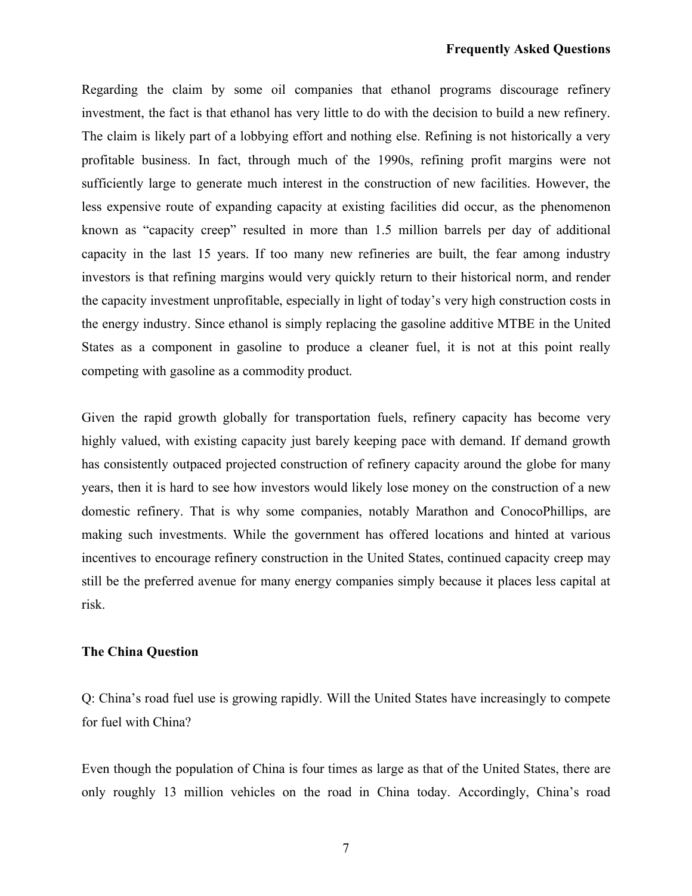Regarding the claim by some oil companies that ethanol programs discourage refinery investment, the fact is that ethanol has very little to do with the decision to build a new refinery. The claim is likely part of a lobbying effort and nothing else. Refining is not historically a very profitable business. In fact, through much of the 1990s, refining profit margins were not sufficiently large to generate much interest in the construction of new facilities. However, the less expensive route of expanding capacity at existing facilities did occur, as the phenomenon known as "capacity creep" resulted in more than 1.5 million barrels per day of additional capacity in the last 15 years. If too many new refineries are built, the fear among industry investors is that refining margins would very quickly return to their historical norm, and render the capacity investment unprofitable, especially in light of today's very high construction costs in the energy industry. Since ethanol is simply replacing the gasoline additive MTBE in the United States as a component in gasoline to produce a cleaner fuel, it is not at this point really competing with gasoline as a commodity product.

Given the rapid growth globally for transportation fuels, refinery capacity has become very highly valued, with existing capacity just barely keeping pace with demand. If demand growth has consistently outpaced projected construction of refinery capacity around the globe for many years, then it is hard to see how investors would likely lose money on the construction of a new domestic refinery. That is why some companies, notably Marathon and ConocoPhillips, are making such investments. While the government has offered locations and hinted at various incentives to encourage refinery construction in the United States, continued capacity creep may still be the preferred avenue for many energy companies simply because it places less capital at risk.

**The China Question**

Q: China's road fuel use is growing rapidly. Will the United States have increasingly to compete for fuel with China?

Even though the population of China is four times as large as that of the United States, there are only roughly 13 million vehicles on the road in China today. Accordingly, China's road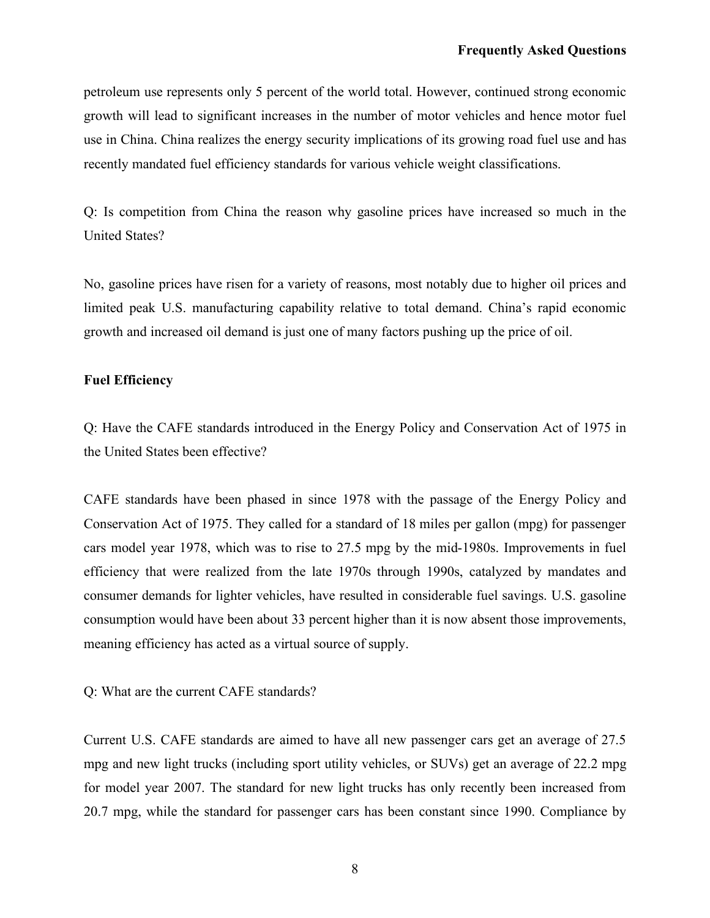petroleum use represents only 5 percent of the world total. However, continued strong economic growth will lead to significant increases in the number of motor vehicles and hence motor fuel use in China. China realizes the energy security implications of its growing road fuel use and has recently mandated fuel efficiency standards for various vehicle weight classifications.

Q: Is competition from China the reason why gasoline prices have increased so much in the United States?

No, gasoline prices have risen for a variety of reasons, most notably due to higher oil prices and limited peak U.S. manufacturing capability relative to total demand. China's rapid economic growth and increased oil demand is just one of many factors pushing up the price of oil.

**Fuel Efficiency**

Q: Have the CAFE standards introduced in the Energy Policy and Conservation Act of 1975 in the United States been effective?

CAFE standards have been phased in since 1978 with the passage of the Energy Policy and Conservation Act of 1975. They called for a standard of 18 miles per gallon (mpg) for passenger cars model year 1978, which was to rise to 27.5 mpg by the mid-1980s. Improvements in fuel efficiency that were realized from the late 1970s through 1990s, catalyzed by mandates and consumer demands for lighter vehicles, have resulted in considerable fuel savings. U.S. gasoline consumption would have been about 33 percent higher than it is now absent those improvements, meaning efficiency has acted as a virtual source of supply.

Q: What are the current CAFE standards?

Current U.S. CAFE standards are aimed to have all new passenger cars get an average of 27.5 mpg and new light trucks (including sport utility vehicles, or SUVs) get an average of 22.2 mpg for model year 2007. The standard for new light trucks has only recently been increased from 20.7 mpg, while the standard for passenger cars has been constant since 1990. Compliance by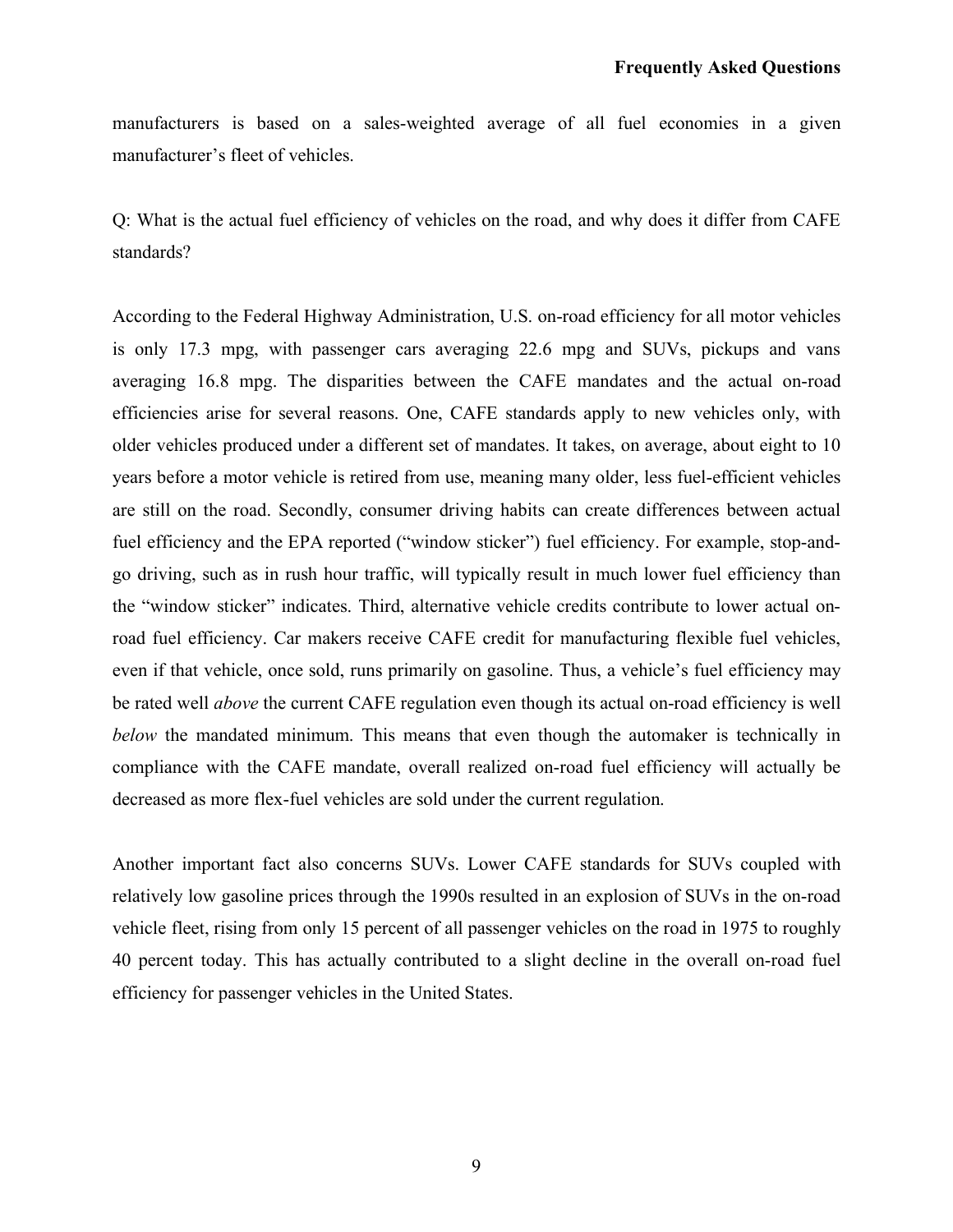manufacturers is based on a sales-weighted average of all fuel economies in a given manufacturer's fleet of vehicles.

Q: What is the actual fuel efficiency of vehicles on the road, and why does it differ from CAFE standards?

According to the Federal Highway Administration, U.S. on-road efficiency for all motor vehicles is only 17.3 mpg, with passenger cars averaging 22.6 mpg and SUVs, pickups and vans averaging 16.8 mpg. The disparities between the CAFE mandates and the actual on-road efficiencies arise for several reasons. One, CAFE standards apply to new vehicles only, with older vehicles produced under a different set of mandates. It takes, on average, about eight to 10 years before a motor vehicle is retired from use, meaning many older, less fuel-efficient vehicles are still on the road. Secondly, consumer driving habits can create differences between actual fuel efficiency and the EPA reported ("window sticker") fuel efficiency. For example, stop-and-go driving, such as in rush hour traffic, will typically result in much lower fuel efficiency than the "window sticker" indicates. Third, alternative vehicle credits contribute to lower actual on-road fuel efficiency. Car makers receive CAFE credit for manufacturing flexible fuel vehicles, even if that vehicle, once sold, runs primarily on gasoline. Thus, a vehicle's fuel efficiency may be rated well *above* the current CAFE regulation even though its actual on-road efficiency is well *below* the mandated minimum. This means that even though the automaker is technically in compliance with the CAFE mandate, overall realized on-road fuel efficiency will actually be decreased as more flex-fuel vehicles are sold under the current regulation.

Another important fact also concerns SUVs. Lower CAFE standards for SUVs coupled with relatively low gasoline prices through the 1990s resulted in an explosion of SUVs in the on-road vehicle fleet, rising from only 15 percent of all passenger vehicles on the road in 1975 to roughly 40 percent today. This has actually contributed to a slight decline in the overall on-road fuel efficiency for passenger vehicles in the United States.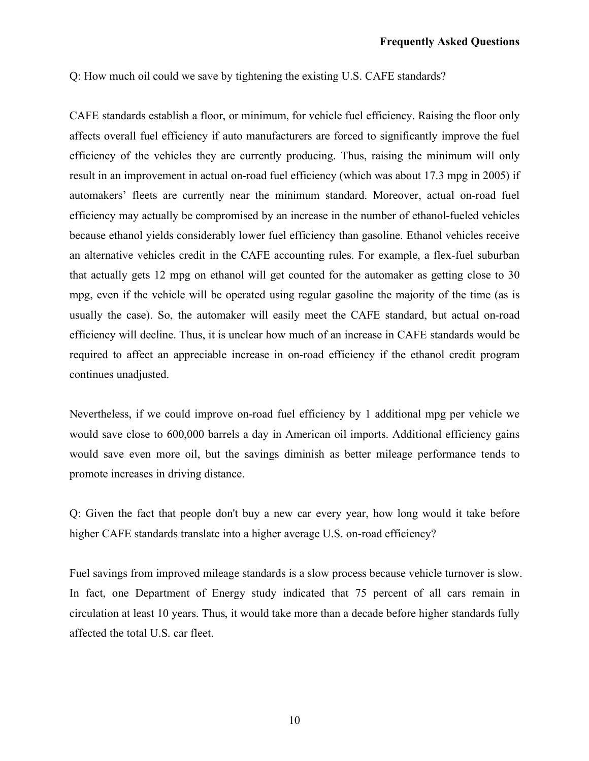Q: How much oil could we save by tightening the existing U.S. CAFE standards?

CAFE standards establish a floor, or minimum, for vehicle fuel efficiency. Raising the floor only affects overall fuel efficiency if auto manufacturers are forced to significantly improve the fuel efficiency of the vehicles they are currently producing. Thus, raising the minimum will only result in an improvement in actual on-road fuel efficiency (which was about 17.3 mpg in 2005) if automakers' fleets are currently near the minimum standard. Moreover, actual on-road fuel efficiency may actually be compromised by an increase in the number of ethanol-fueled vehicles because ethanol yields considerably lower fuel efficiency than gasoline. Ethanol vehicles receive an alternative vehicles credit in the CAFE accounting rules. For example, a flex-fuel suburban that actually gets 12 mpg on ethanol will get counted for the automaker as getting close to 30 mpg, even if the vehicle will be operated using regular gasoline the majority of the time (as is usually the case). So, the automaker will easily meet the CAFE standard, but actual on-road efficiency will decline. Thus, it is unclear how much of an increase in CAFE standards would be required to affect an appreciable increase in on-road efficiency if the ethanol credit program continues unadjusted.

Nevertheless, if we could improve on-road fuel efficiency by 1 additional mpg per vehicle we would save close to 600,000 barrels a day in American oil imports. Additional efficiency gains would save even more oil, but the savings diminish as better mileage performance tends to promote increases in driving distance.

Q: Given the fact that people don't buy a new car every year, how long would it take before higher CAFE standards translate into a higher average U.S. on-road efficiency?

Fuel savings from improved mileage standards is a slow process because vehicle turnover is slow. In fact, one Department of Energy study indicated that 75 percent of all cars remain in circulation at least 10 years. Thus, it would take more than a decade before higher standards fully affected the total U.S. car fleet.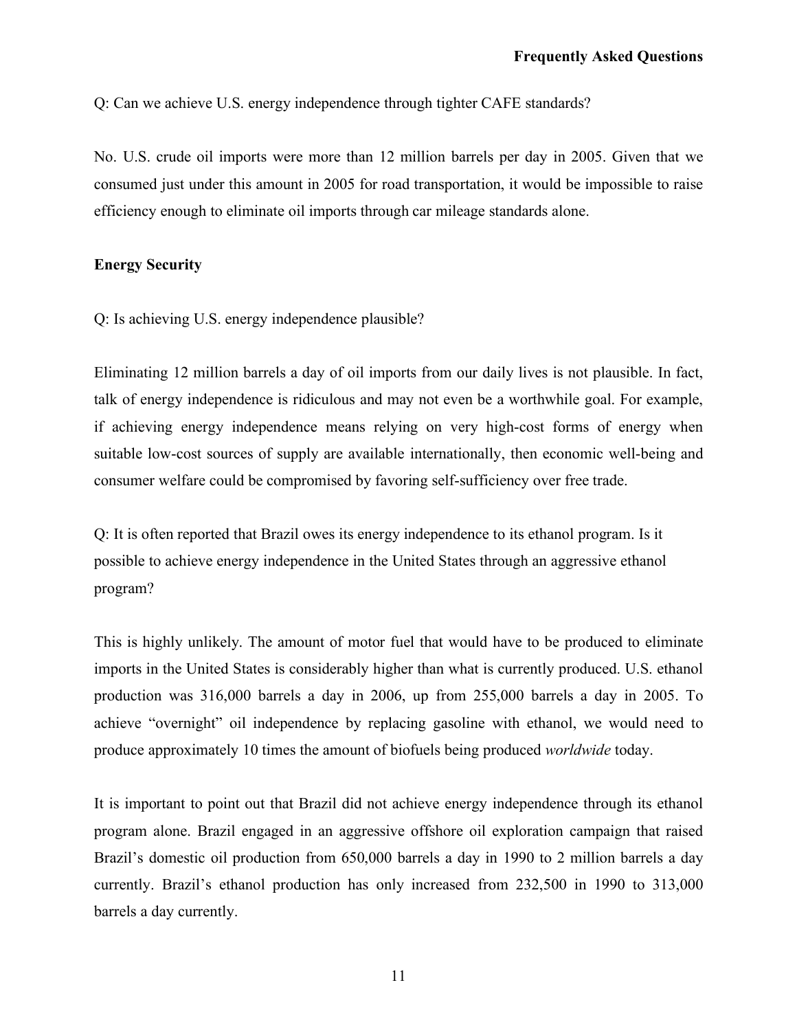Q: Can we achieve U.S. energy independence through tighter CAFE standards?

No. U.S. crude oil imports were more than 12 million barrels per day in 2005. Given that we consumed just under this amount in 2005 for road transportation, it would be impossible to raise efficiency enough to eliminate oil imports through car mileage standards alone.

**Energy Security**

Q: Is achieving U.S. energy independence plausible?

Eliminating 12 million barrels a day of oil imports from our daily lives is not plausible. In fact, talk of energy independence is ridiculous and may not even be a worthwhile goal. For example, if achieving energy independence means relying on very high-cost forms of energy when suitable low-cost sources of supply are available internationally, then economic well-being and consumer welfare could be compromised by favoring self-sufficiency over free trade.

Q: It is often reported that Brazil owes its energy independence to its ethanol program. Is it possible to achieve energy independence in the United States through an aggressive ethanol program?

This is highly unlikely. The amount of motor fuel that would have to be produced to eliminate imports in the United States is considerably higher than what is currently produced. U.S. ethanol production was 316,000 barrels a day in 2006, up from 255,000 barrels a day in 2005. To achieve "overnight" oil independence by replacing gasoline with ethanol, we would need to produce approximately 10 times the amount of biofuels being produced *worldwide* today.

It is important to point out that Brazil did not achieve energy independence through its ethanol program alone. Brazil engaged in an aggressive offshore oil exploration campaign that raised Brazil's domestic oil production from 650,000 barrels a day in 1990 to 2 million barrels a day currently. Brazil's ethanol production has only increased from 232,500 in 1990 to 313,000 barrels a day currently.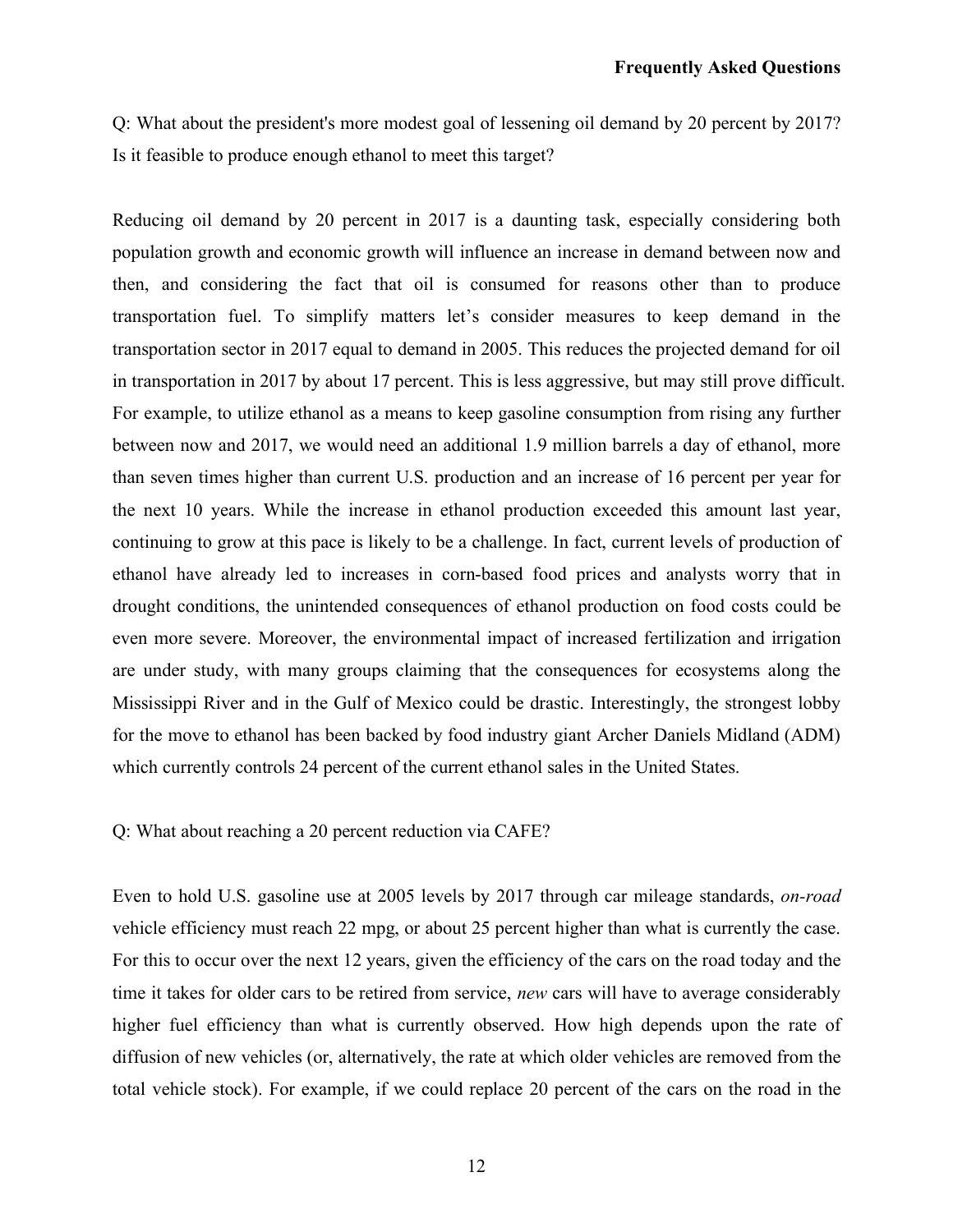Q: What about the president's more modest goal of lessening oil demand by 20 percent by 2017? Is it feasible to produce enough ethanol to meet this target?

Reducing oil demand by 20 percent in 2017 is a daunting task, especially considering both population growth and economic growth will influence an increase in demand between now and then, and considering the fact that oil is consumed for reasons other than to produce transportation fuel. To simplify matters let's consider measures to keep demand in the transportation sector in 2017 equal to demand in 2005. This reduces the projected demand for oil in transportation in 2017 by about 17 percent. This is less aggressive, but may still prove difficult. For example, to utilize ethanol as a means to keep gasoline consumption from rising any further between now and 2017, we would need an additional 1.9 million barrels a day of ethanol, more than seven times higher than current U.S. production and an increase of 16 percent per year for the next 10 years. While the increase in ethanol production exceeded this amount last year, continuing to grow at this pace is likely to be a challenge. In fact, current levels of production of ethanol have already led to increases in corn-based food prices and analysts worry that in drought conditions, the unintended consequences of ethanol production on food costs could be even more severe. Moreover, the environmental impact of increased fertilization and irrigation are under study, with many groups claiming that the consequences for ecosystems along the Mississippi River and in the Gulf of Mexico could be drastic. Interestingly, the strongest lobby for the move to ethanol has been backed by food industry giant Archer Daniels Midland (ADM) which currently controls 24 percent of the current ethanol sales in the United States.

Q: What about reaching a 20 percent reduction via CAFE?

Even to hold U.S. gasoline use at 2005 levels by 2017 through car mileage standards, *on-road* vehicle efficiency must reach 22 mpg, or about 25 percent higher than what is currently the case. For this to occur over the next 12 years, given the efficiency of the cars on the road today and the time it takes for older cars to be retired from service, *new* cars will have to average considerably higher fuel efficiency than what is currently observed. How high depends upon the rate of diffusion of new vehicles (or, alternatively, the rate at which older vehicles are removed from the total vehicle stock). For example, if we could replace 20 percent of the cars on the road in the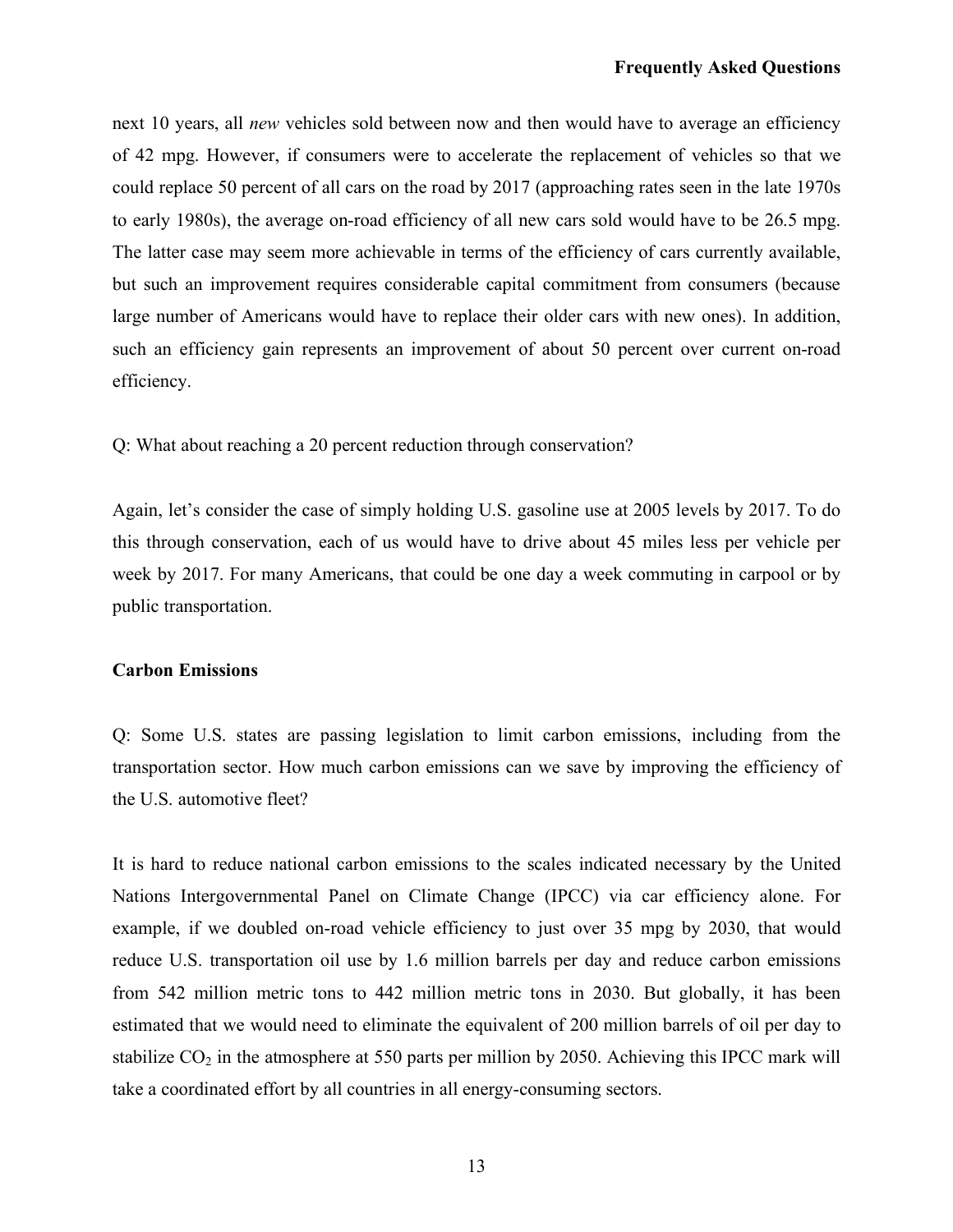next 10 years, all *new* vehicles sold between now and then would have to average an efficiency of 42 mpg. However, if consumers were to accelerate the replacement of vehicles so that we could replace 50 percent of all cars on the road by 2017 (approaching rates seen in the late 1970s to early 1980s), the average on-road efficiency of all new cars sold would have to be 26.5 mpg. The latter case may seem more achievable in terms of the efficiency of cars currently available, but such an improvement requires considerable capital commitment from consumers (because large number of Americans would have to replace their older cars with new ones). In addition, such an efficiency gain represents an improvement of about 50 percent over current on-road efficiency.

Q: What about reaching a 20 percent reduction through conservation?

Again, let's consider the case of simply holding U.S. gasoline use at 2005 levels by 2017. To do this through conservation, each of us would have to drive about 45 miles less per vehicle per week by 2017. For many Americans, that could be one day a week commuting in carpool or by public transportation.

**Carbon Emissions**

Q: Some U.S. states are passing legislation to limit carbon emissions, including from the transportation sector. How much carbon emissions can we save by improving the efficiency of the U.S. automotive fleet?

It is hard to reduce national carbon emissions to the scales indicated necessary by the United Nations Intergovernmental Panel on Climate Change (IPCC) via car efficiency alone. For example, if we doubled on-road vehicle efficiency to just over 35 mpg by 2030, that would reduce U.S. transportation oil use by 1.6 million barrels per day and reduce carbon emissions from 542 million metric tons to 442 million metric tons in 2030. But globally, it has been estimated that we would need to eliminate the equivalent of 200 million barrels of oil per day to stabilize $CO_2$ in the atmosphere at 550 parts per million by 2050. Achieving this IPCC mark will take a coordinated effort by all countries in all energy-consuming sectors.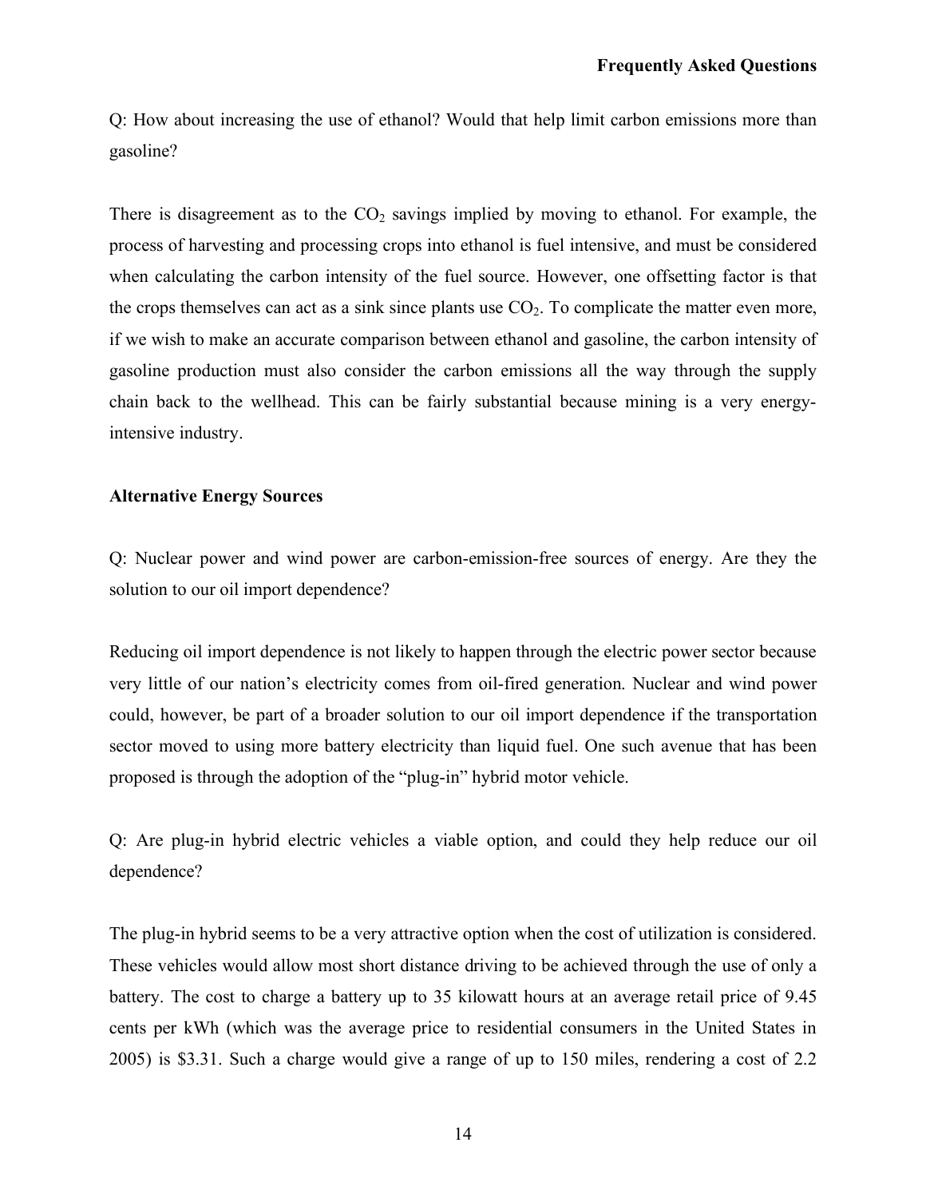Q: How about increasing the use of ethanol? Would that help limit carbon emissions more than gasoline?

There is disagreement as to the $CO_2$ savings implied by moving to ethanol. For example, the process of harvesting and processing crops into ethanol is fuel intensive, and must be considered when calculating the carbon intensity of the fuel source. However, one offsetting factor is that the crops themselves can act as a sink since plants use $CO_2$. To complicate the matter even more, if we wish to make an accurate comparison between ethanol and gasoline, the carbon intensity of gasoline production must also consider the carbon emissions all the way through the supply chain back to the wellhead. This can be fairly substantial because mining is a very energy-intensive industry.

**Alternative Energy Sources**

Q: Nuclear power and wind power are carbon-emission-free sources of energy. Are they the solution to our oil import dependence?

Reducing oil import dependence is not likely to happen through the electric power sector because very little of our nation's electricity comes from oil-fired generation. Nuclear and wind power could, however, be part of a broader solution to our oil import dependence if the transportation sector moved to using more battery electricity than liquid fuel. One such avenue that has been proposed is through the adoption of the "plug-in" hybrid motor vehicle.

Q: Are plug-in hybrid electric vehicles a viable option, and could they help reduce our oil dependence?

The plug-in hybrid seems to be a very attractive option when the cost of utilization is considered. These vehicles would allow most short distance driving to be achieved through the use of only a battery. The cost to charge a battery up to 35 kilowatt hours at an average retail price of 9.45 cents per kWh (which was the average price to residential consumers in the United States in 2005) is $3.31. Such a charge would give a range of up to 150 miles, rendering a cost of 2.2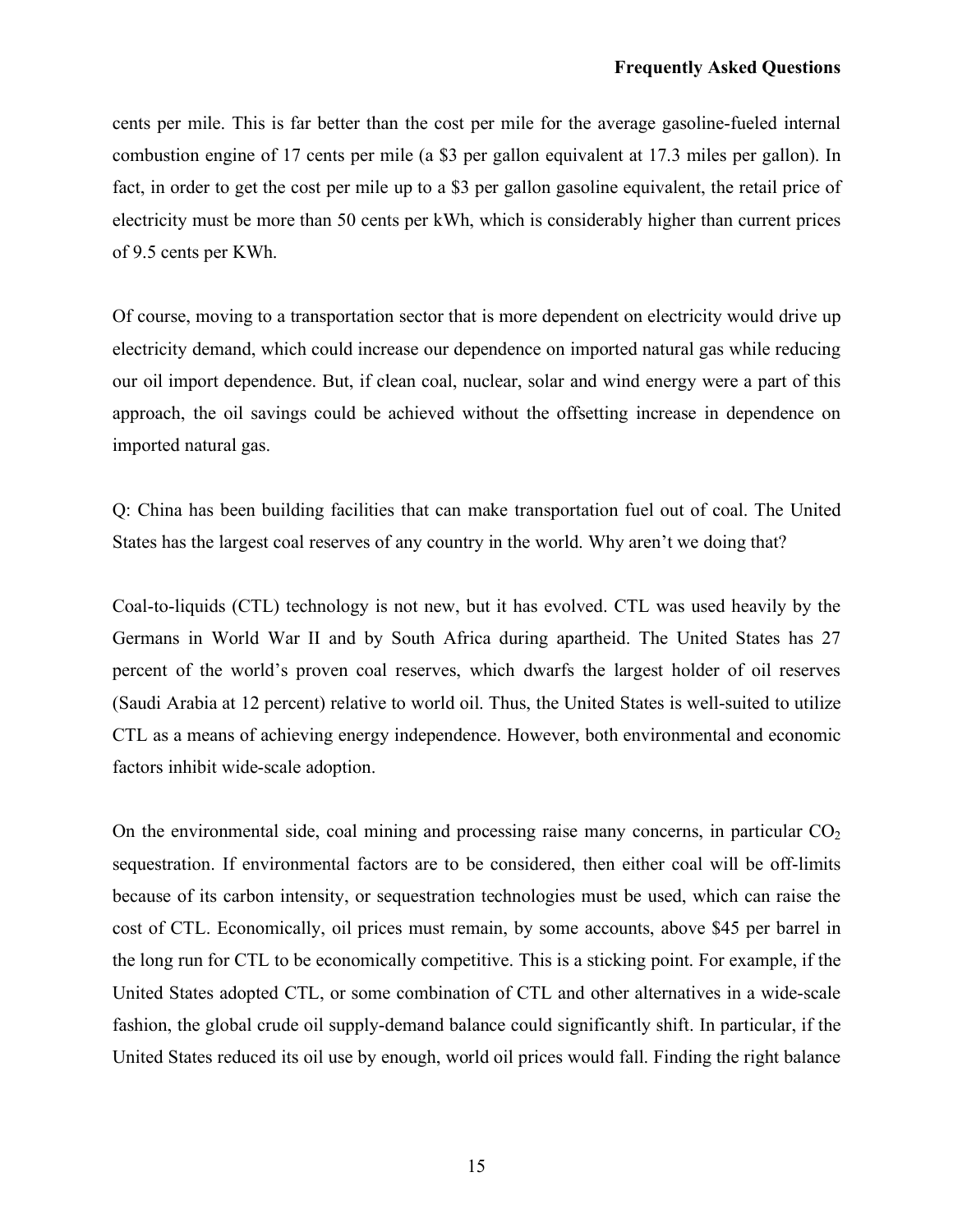cents per mile. This is far better than the cost per mile for the average gasoline-fueled internal combustion engine of 17 cents per mile (a $3 per gallon equivalent at 17.3 miles per gallon). In fact, in order to get the cost per mile up to a $3 per gallon gasoline equivalent, the retail price of electricity must be more than 50 cents per kWh, which is considerably higher than current prices of 9.5 cents per KWh.

Of course, moving to a transportation sector that is more dependent on electricity would drive up electricity demand, which could increase our dependence on imported natural gas while reducing our oil import dependence. But, if clean coal, nuclear, solar and wind energy were a part of this approach, the oil savings could be achieved without the offsetting increase in dependence on imported natural gas.

Q: China has been building facilities that can make transportation fuel out of coal. The United States has the largest coal reserves of any country in the world. Why aren't we doing that?

Coal-to-liquids (CTL) technology is not new, but it has evolved. CTL was used heavily by the Germans in World War II and by South Africa during apartheid. The United States has 27 percent of the world's proven coal reserves, which dwarfs the largest holder of oil reserves (Saudi Arabia at 12 percent) relative to world oil. Thus, the United States is well-suited to utilize CTL as a means of achieving energy independence. However, both environmental and economic factors inhibit wide-scale adoption.

On the environmental side, coal mining and processing raise many concerns, in particular $CO_2$ sequestration. If environmental factors are to be considered, then either coal will be off-limits because of its carbon intensity, or sequestration technologies must be used, which can raise the cost of CTL. Economically, oil prices must remain, by some accounts, above $45 per barrel in the long run for CTL to be economically competitive. This is a sticking point. For example, if the United States adopted CTL, or some combination of CTL and other alternatives in a wide-scale fashion, the global crude oil supply-demand balance could significantly shift. In particular, if the United States reduced its oil use by enough, world oil prices would fall. Finding the right balance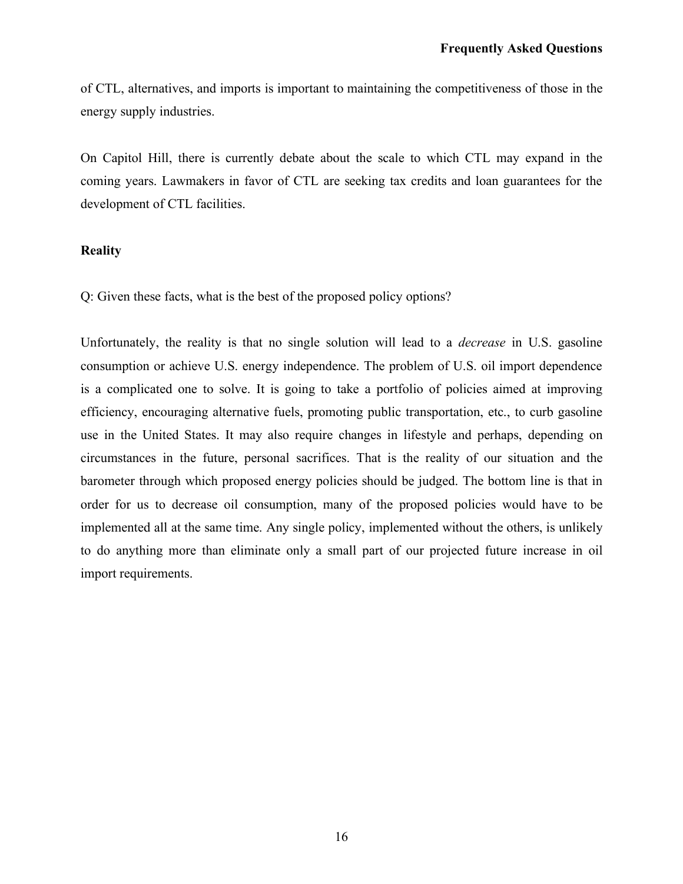of CTL, alternatives, and imports is important to maintaining the competitiveness of those in the energy supply industries.

On Capitol Hill, there is currently debate about the scale to which CTL may expand in the coming years. Lawmakers in favor of CTL are seeking tax credits and loan guarantees for the development of CTL facilities.

**Reality**

Q: Given these facts, what is the best of the proposed policy options?

Unfortunately, the reality is that no single solution will lead to a *decrease* in U.S. gasoline consumption or achieve U.S. energy independence. The problem of U.S. oil import dependence is a complicated one to solve. It is going to take a portfolio of policies aimed at improving efficiency, encouraging alternative fuels, promoting public transportation, etc., to curb gasoline use in the United States. It may also require changes in lifestyle and perhaps, depending on circumstances in the future, personal sacrifices. That is the reality of our situation and the barometer through which proposed energy policies should be judged. The bottom line is that in order for us to decrease oil consumption, many of the proposed policies would have to be implemented all at the same time. Any single policy, implemented without the others, is unlikely to do anything more than eliminate only a small part of our projected future increase in oil import requirements.